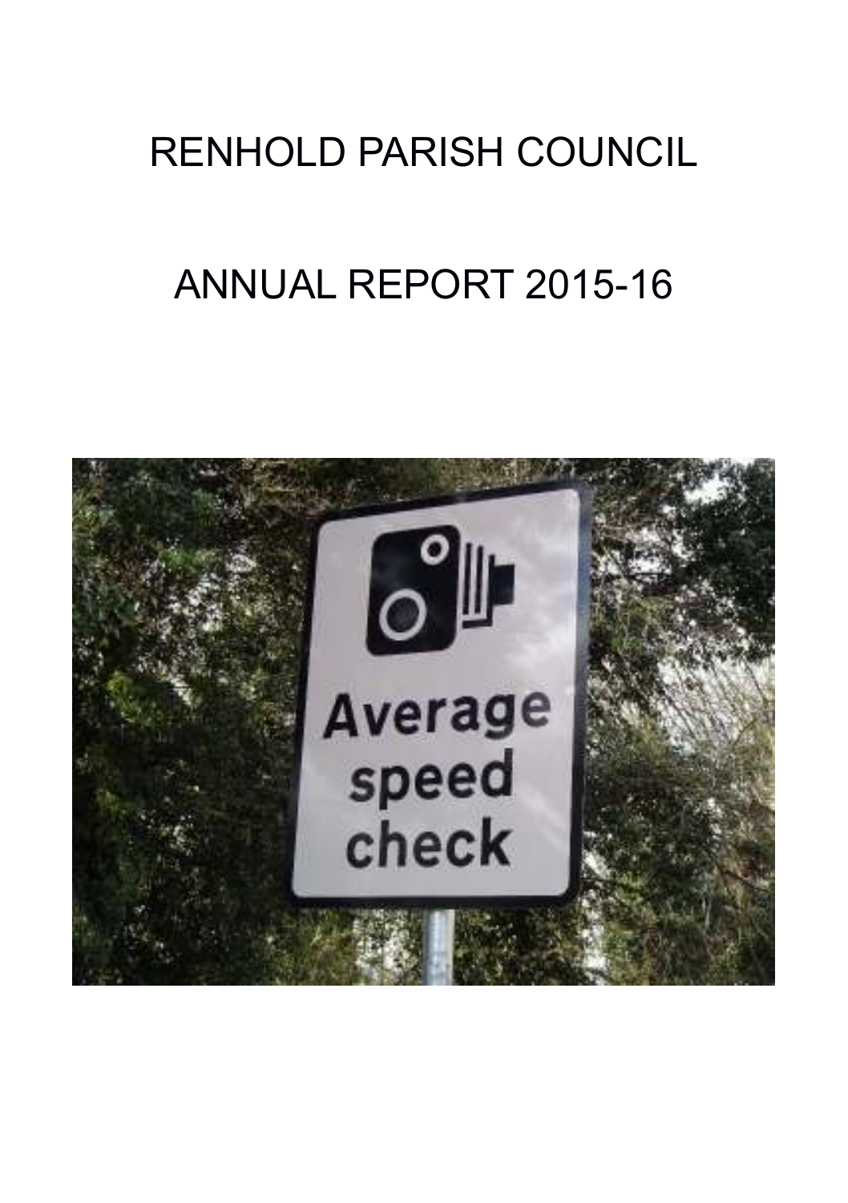# RENHOLD PARISH COUNCIL

# ANNUAL REPORT 2015-16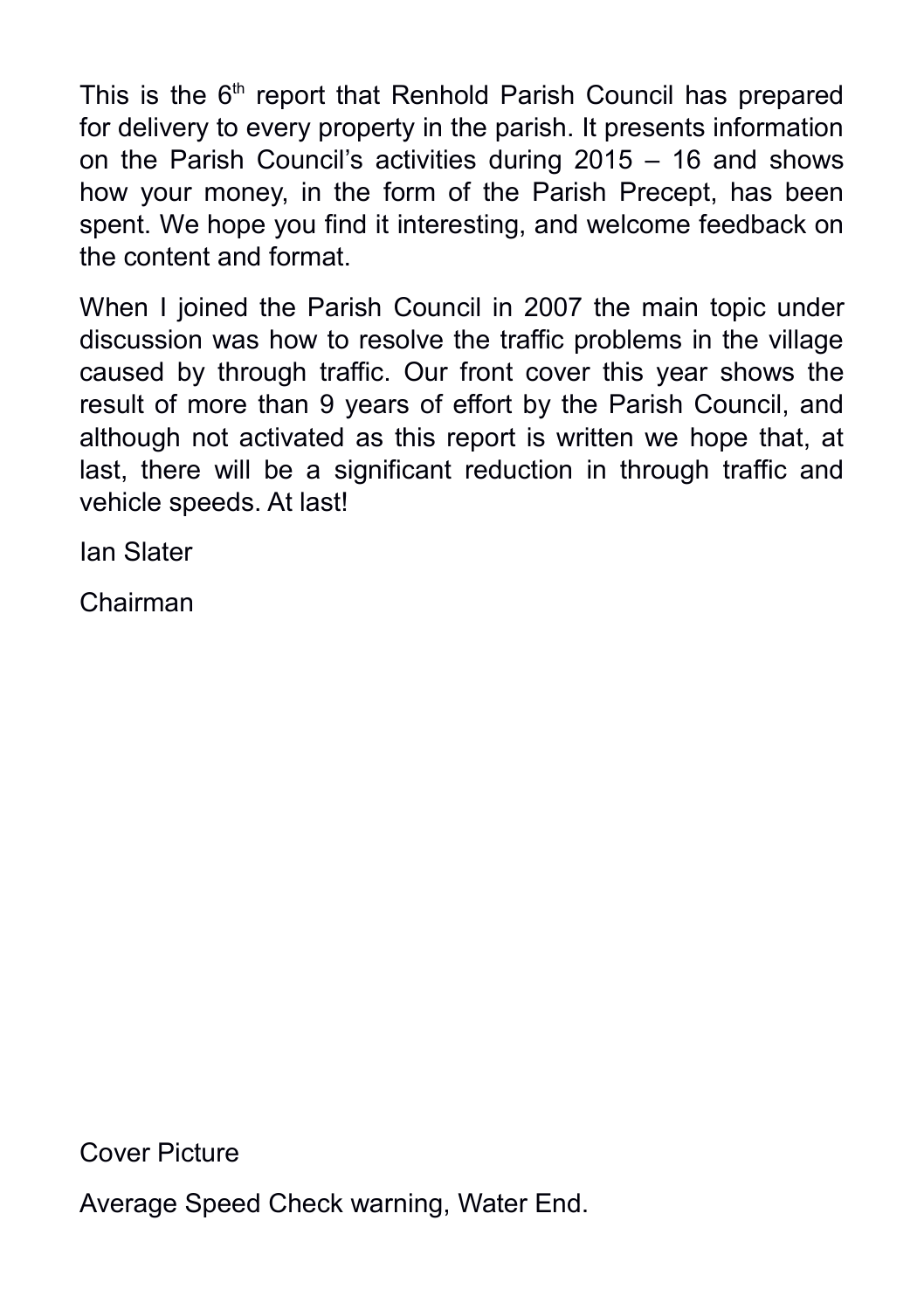This is the 6th report that Renhold Parish Council has prepared for delivery to every property in the parish. It presents information on the Parish Council's activities during 2015 – 16 and shows how your money, in the form of the Parish Precept, has been spent. We hope you find it interesting, and welcome feedback on the content and format.

When I joined the Parish Council in 2007 the main topic under discussion was how to resolve the traffic problems in the village caused by through traffic. Our front cover this year shows the result of more than 9 years of effort by the Parish Council, and although not activated as this report is written we hope that, at last, there will be a significant reduction in through traffic and vehicle speeds. At last!

Ian Slater

Chairman

Cover Picture

Average Speed Check warning, Water End.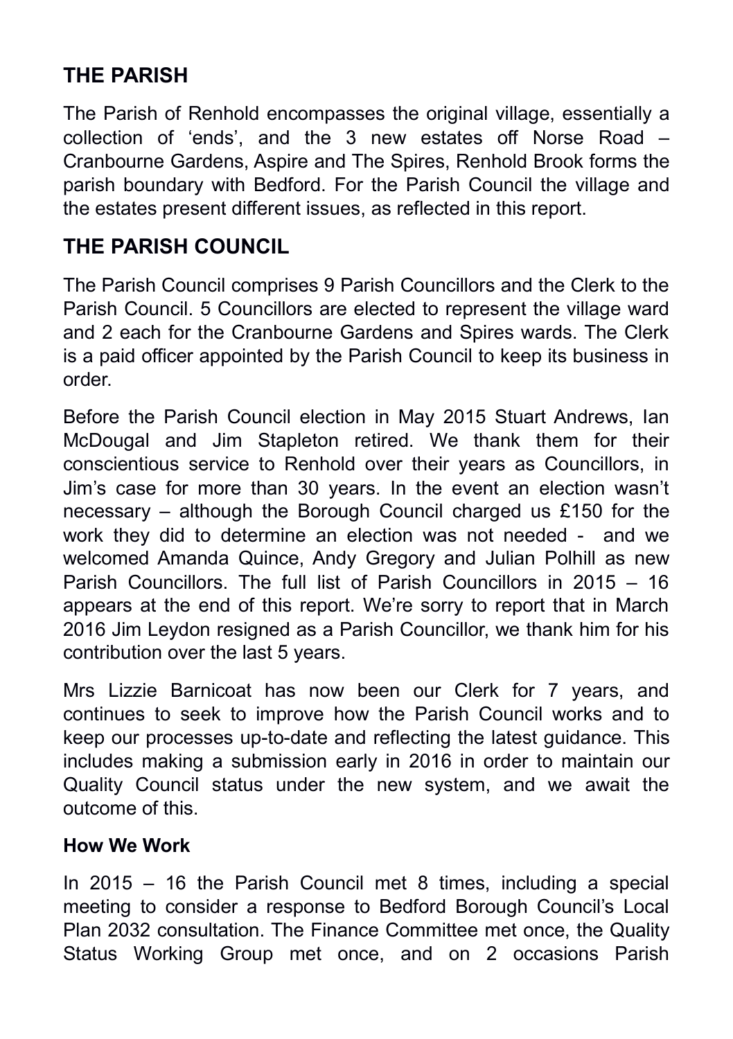## THE PARISH

The Parish of Renhold encompasses the original village, essentially a collection of 'ends', and the 3 new estates off Norse Road – Cranbourne Gardens, Aspire and The Spires, Renhold Brook forms the parish boundary with Bedford. For the Parish Council the village and the estates present different issues, as reflected in this report.

## THE PARISH COUNCIL

The Parish Council comprises 9 Parish Councillors and the Clerk to the Parish Council. 5 Councillors are elected to represent the village ward and 2 each for the Cranbourne Gardens and Spires wards. The Clerk is a paid officer appointed by the Parish Council to keep its business in order.

Before the Parish Council election in May 2015 Stuart Andrews, Ian McDougal and Jim Stapleton retired. We thank them for their conscientious service to Renhold over their years as Councillors, in Jim's case for more than 30 years. In the event an election wasn't necessary – although the Borough Council charged us £150 for the work they did to determine an election was not needed - and we welcomed Amanda Quince, Andy Gregory and Julian Polhill as new Parish Councillors. The full list of Parish Councillors in 2015 – 16 appears at the end of this report. We're sorry to report that in March 2016 Jim Leydon resigned as a Parish Councillor, we thank him for his contribution over the last 5 years.

Mrs Lizzie Barnicoat has now been our Clerk for 7 years, and continues to seek to improve how the Parish Council works and to keep our processes up-to-date and reflecting the latest guidance. This includes making a submission early in 2016 in order to maintain our Quality Council status under the new system, and we await the outcome of this.

### How We Work

In 2015 – 16 the Parish Council met 8 times, including a special meeting to consider a response to Bedford Borough Council's Local Plan 2032 consultation. The Finance Committee met once, the Quality Status Working Group met once, and on 2 occasions Parish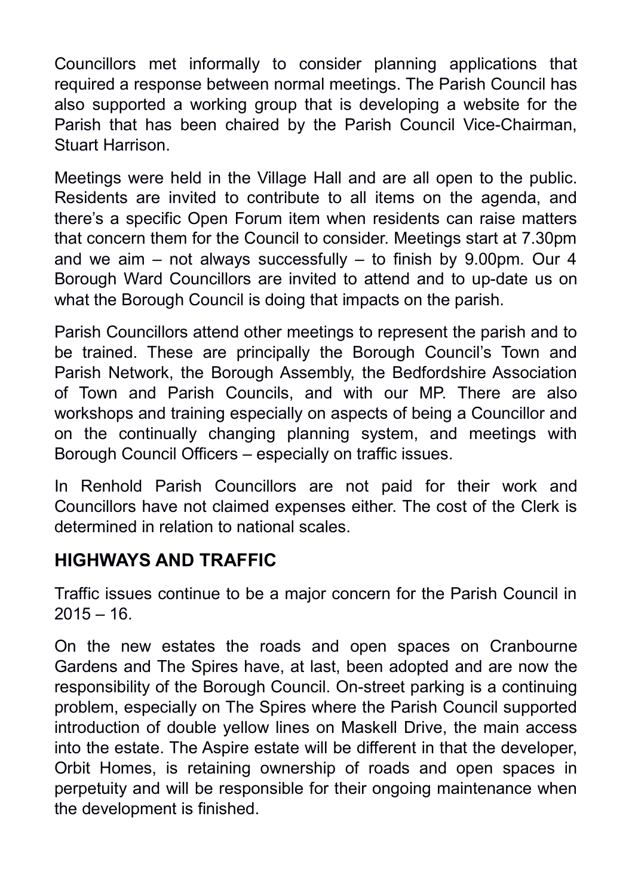Councillors met informally to consider planning applications that required a response between normal meetings. The Parish Council has also supported a working group that is developing a website for the Parish that has been chaired by the Parish Council Vice-Chairman, Stuart Harrison.

Meetings were held in the Village Hall and are all open to the public. Residents are invited to contribute to all items on the agenda, and there's a specific Open Forum item when residents can raise matters that concern them for the Council to consider. Meetings start at 7.30pm and we aim – not always successfully – to finish by 9.00pm. Our 4 Borough Ward Councillors are invited to attend and to up-date us on what the Borough Council is doing that impacts on the parish.

Parish Councillors attend other meetings to represent the parish and to be trained. These are principally the Borough Council's Town and Parish Network, the Borough Assembly, the Bedfordshire Association of Town and Parish Councils, and with our MP. There are also workshops and training especially on aspects of being a Councillor and on the continually changing planning system, and meetings with Borough Council Officers – especially on traffic issues.

In Renhold Parish Councillors are not paid for their work and Councillors have not claimed expenses either. The cost of the Clerk is determined in relation to national scales.

## HIGHWAYS AND TRAFFIC

Traffic issues continue to be a major concern for the Parish Council in 2015 – 16.

On the new estates the roads and open spaces on Cranbourne Gardens and The Spires have, at last, been adopted and are now the responsibility of the Borough Council. On-street parking is a continuing problem, especially on The Spires where the Parish Council supported introduction of double yellow lines on Maskell Drive, the main access into the estate. The Aspire estate will be different in that the developer, Orbit Homes, is retaining ownership of roads and open spaces in perpetuity and will be responsible for their ongoing maintenance when the development is finished.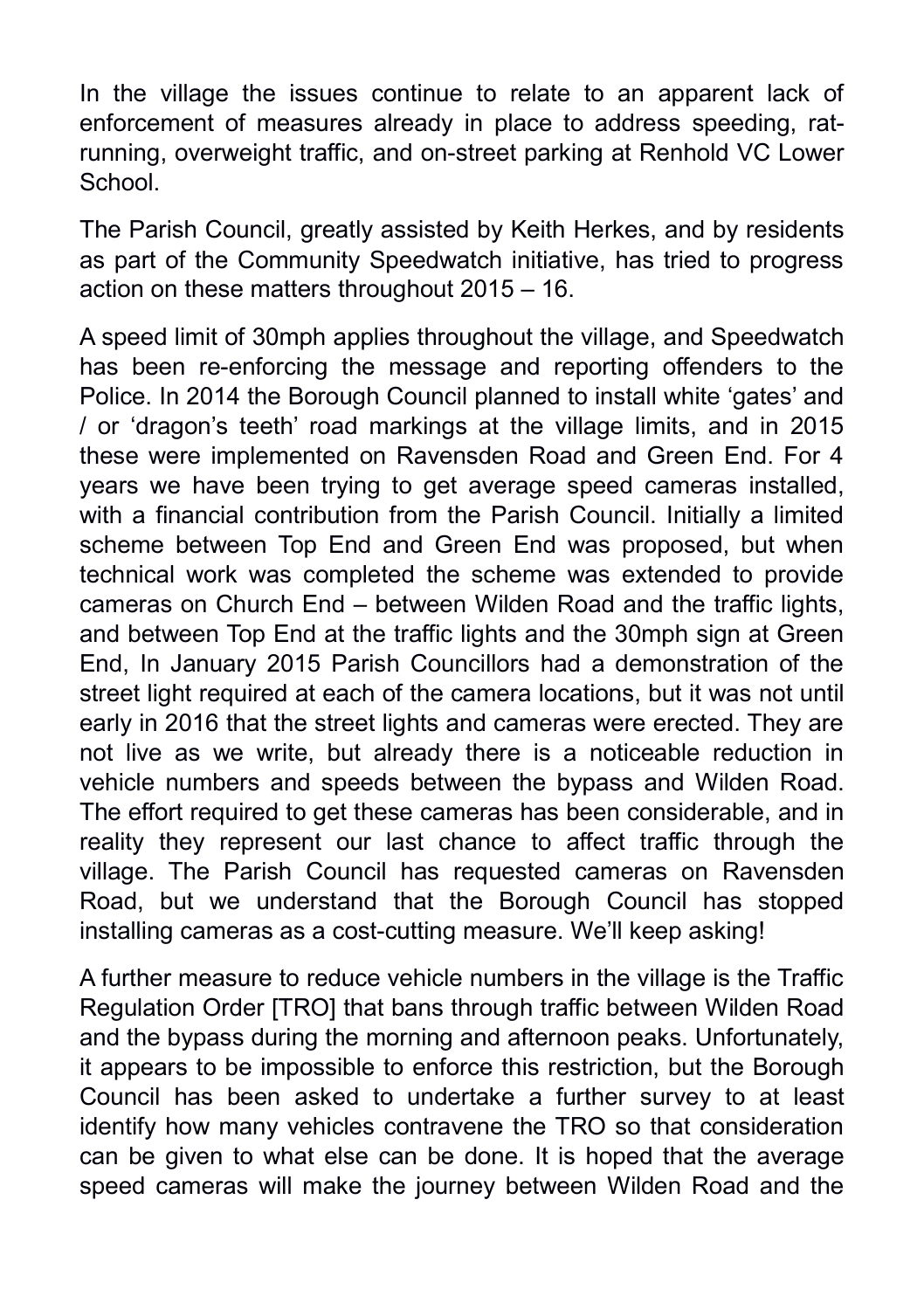In the village the issues continue to relate to an apparent lack of enforcement of measures already in place to address speeding, rat-running, overweight traffic, and on-street parking at Renhold VC Lower School.

The Parish Council, greatly assisted by Keith Herkes, and by residents as part of the Community Speedwatch initiative, has tried to progress action on these matters throughout 2015 – 16.

A speed limit of 30mph applies throughout the village, and Speedwatch has been re-enforcing the message and reporting offenders to the Police. In 2014 the Borough Council planned to install white 'gates' and / or 'dragon's teeth' road markings at the village limits, and in 2015 these were implemented on Ravensden Road and Green End. For 4 years we have been trying to get average speed cameras installed, with a financial contribution from the Parish Council. Initially a limited scheme between Top End and Green End was proposed, but when technical work was completed the scheme was extended to provide cameras on Church End – between Wilden Road and the traffic lights, and between Top End at the traffic lights and the 30mph sign at Green End, In January 2015 Parish Councillors had a demonstration of the street light required at each of the camera locations, but it was not until early in 2016 that the street lights and cameras were erected. They are not live as we write, but already there is a noticeable reduction in vehicle numbers and speeds between the bypass and Wilden Road. The effort required to get these cameras has been considerable, and in reality they represent our last chance to affect traffic through the village. The Parish Council has requested cameras on Ravensden Road, but we understand that the Borough Council has stopped installing cameras as a cost-cutting measure. We'll keep asking!

A further measure to reduce vehicle numbers in the village is the Traffic Regulation Order [TRO] that bans through traffic between Wilden Road and the bypass during the morning and afternoon peaks. Unfortunately, it appears to be impossible to enforce this restriction, but the Borough Council has been asked to undertake a further survey to at least identify how many vehicles contravene the TRO so that consideration can be given to what else can be done. It is hoped that the average speed cameras will make the journey between Wilden Road and the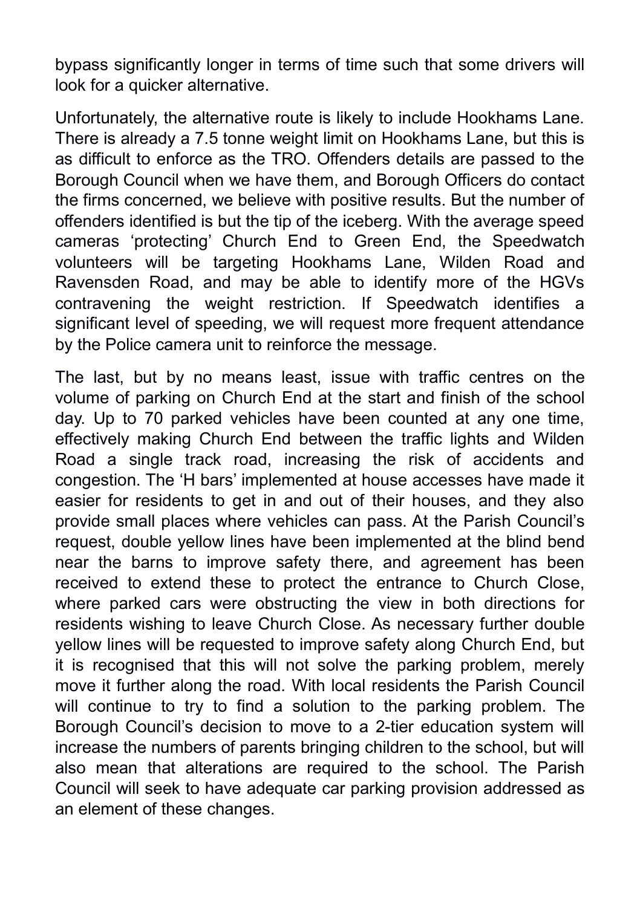bypass significantly longer in terms of time such that some drivers will look for a quicker alternative.

Unfortunately, the alternative route is likely to include Hookhams Lane. There is already a 7.5 tonne weight limit on Hookhams Lane, but this is as difficult to enforce as the TRO. Offenders details are passed to the Borough Council when we have them, and Borough Officers do contact the firms concerned, we believe with positive results. But the number of offenders identified is but the tip of the iceberg. With the average speed cameras 'protecting' Church End to Green End, the Speedwatch volunteers will be targeting Hookhams Lane, Wilden Road and Ravensden Road, and may be able to identify more of the HGVs contravening the weight restriction. If Speedwatch identifies a significant level of speeding, we will request more frequent attendance by the Police camera unit to reinforce the message.

The last, but by no means least, issue with traffic centres on the volume of parking on Church End at the start and finish of the school day. Up to 70 parked vehicles have been counted at any one time, effectively making Church End between the traffic lights and Wilden Road a single track road, increasing the risk of accidents and congestion. The 'H bars' implemented at house accesses have made it easier for residents to get in and out of their houses, and they also provide small places where vehicles can pass. At the Parish Council's request, double yellow lines have been implemented at the blind bend near the barns to improve safety there, and agreement has been received to extend these to protect the entrance to Church Close, where parked cars were obstructing the view in both directions for residents wishing to leave Church Close. As necessary further double yellow lines will be requested to improve safety along Church End, but it is recognised that this will not solve the parking problem, merely move it further along the road. With local residents the Parish Council will continue to try to find a solution to the parking problem. The Borough Council's decision to move to a 2-tier education system will increase the numbers of parents bringing children to the school, but will also mean that alterations are required to the school. The Parish Council will seek to have adequate car parking provision addressed as an element of these changes.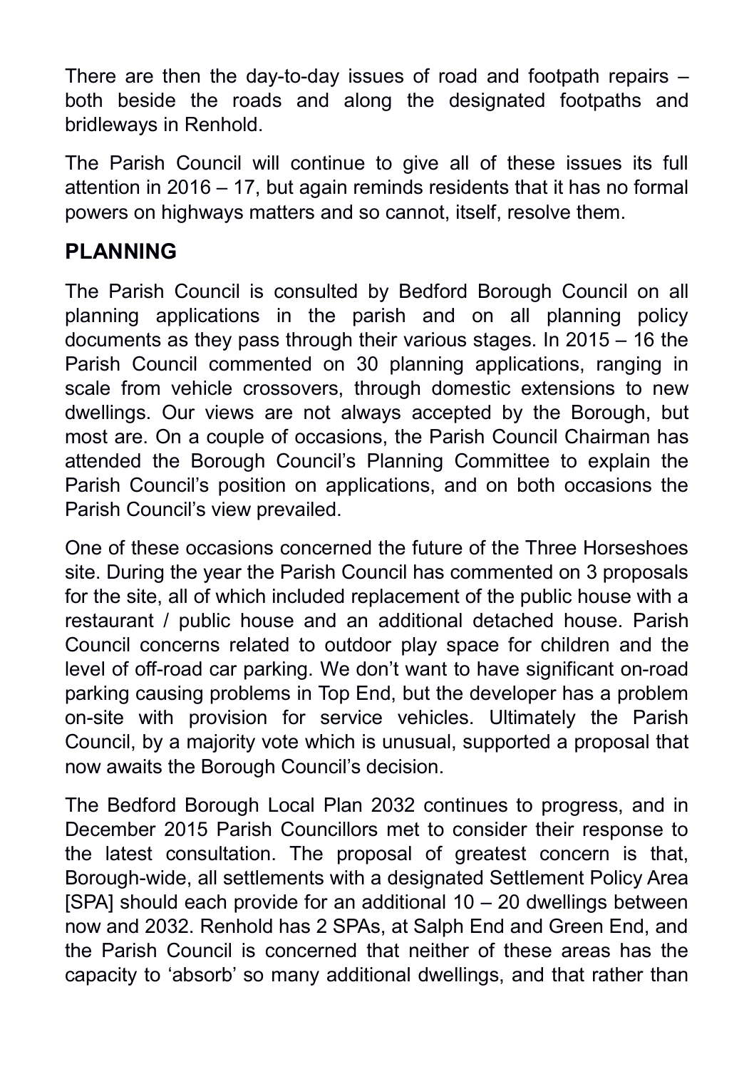There are then the day-to-day issues of road and footpath repairs – both beside the roads and along the designated footpaths and bridleways in Renhold.

The Parish Council will continue to give all of these issues its full attention in 2016 – 17, but again reminds residents that it has no formal powers on highways matters and so cannot, itself, resolve them.

## PLANNING

The Parish Council is consulted by Bedford Borough Council on all planning applications in the parish and on all planning policy documents as they pass through their various stages. In 2015 – 16 the Parish Council commented on 30 planning applications, ranging in scale from vehicle crossovers, through domestic extensions to new dwellings. Our views are not always accepted by the Borough, but most are. On a couple of occasions, the Parish Council Chairman has attended the Borough Council's Planning Committee to explain the Parish Council's position on applications, and on both occasions the Parish Council's view prevailed.

One of these occasions concerned the future of the Three Horseshoes site. During the year the Parish Council has commented on 3 proposals for the site, all of which included replacement of the public house with a restaurant / public house and an additional detached house. Parish Council concerns related to outdoor play space for children and the level of off-road car parking. We don't want to have significant on-road parking causing problems in Top End, but the developer has a problem on-site with provision for service vehicles. Ultimately the Parish Council, by a majority vote which is unusual, supported a proposal that now awaits the Borough Council's decision.

The Bedford Borough Local Plan 2032 continues to progress, and in December 2015 Parish Councillors met to consider their response to the latest consultation. The proposal of greatest concern is that, Borough-wide, all settlements with a designated Settlement Policy Area [SPA] should each provide for an additional 10 – 20 dwellings between now and 2032. Renhold has 2 SPAs, at Salph End and Green End, and the Parish Council is concerned that neither of these areas has the capacity to 'absorb' so many additional dwellings, and that rather than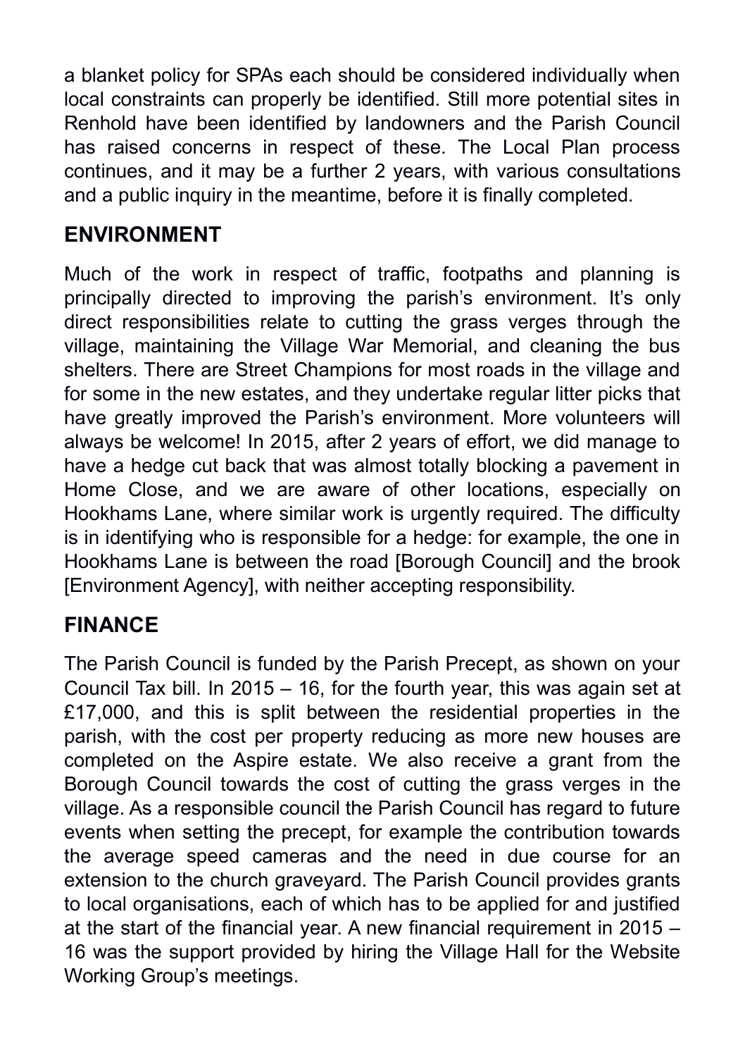a blanket policy for SPAs each should be considered individually when local constraints can properly be identified. Still more potential sites in Renhold have been identified by landowners and the Parish Council has raised concerns in respect of these. The Local Plan process continues, and it may be a further 2 years, with various consultations and a public inquiry in the meantime, before it is finally completed.

## ENVIRONMENT

Much of the work in respect of traffic, footpaths and planning is principally directed to improving the parish's environment. It's only direct responsibilities relate to cutting the grass verges through the village, maintaining the Village War Memorial, and cleaning the bus shelters. There are Street Champions for most roads in the village and for some in the new estates, and they undertake regular litter picks that have greatly improved the Parish's environment. More volunteers will always be welcome! In 2015, after 2 years of effort, we did manage to have a hedge cut back that was almost totally blocking a pavement in Home Close, and we are aware of other locations, especially on Hookhams Lane, where similar work is urgently required. The difficulty is in identifying who is responsible for a hedge: for example, the one in Hookhams Lane is between the road [Borough Council] and the brook [Environment Agency], with neither accepting responsibility.

## FINANCE

The Parish Council is funded by the Parish Precept, as shown on your Council Tax bill. In 2015 – 16, for the fourth year, this was again set at £17,000, and this is split between the residential properties in the parish, with the cost per property reducing as more new houses are completed on the Aspire estate. We also receive a grant from the Borough Council towards the cost of cutting the grass verges in the village. As a responsible council the Parish Council has regard to future events when setting the precept, for example the contribution towards the average speed cameras and the need in due course for an extension to the church graveyard. The Parish Council provides grants to local organisations, each of which has to be applied for and justified at the start of the financial year. A new financial requirement in 2015 – 16 was the support provided by hiring the Village Hall for the Website Working Group's meetings.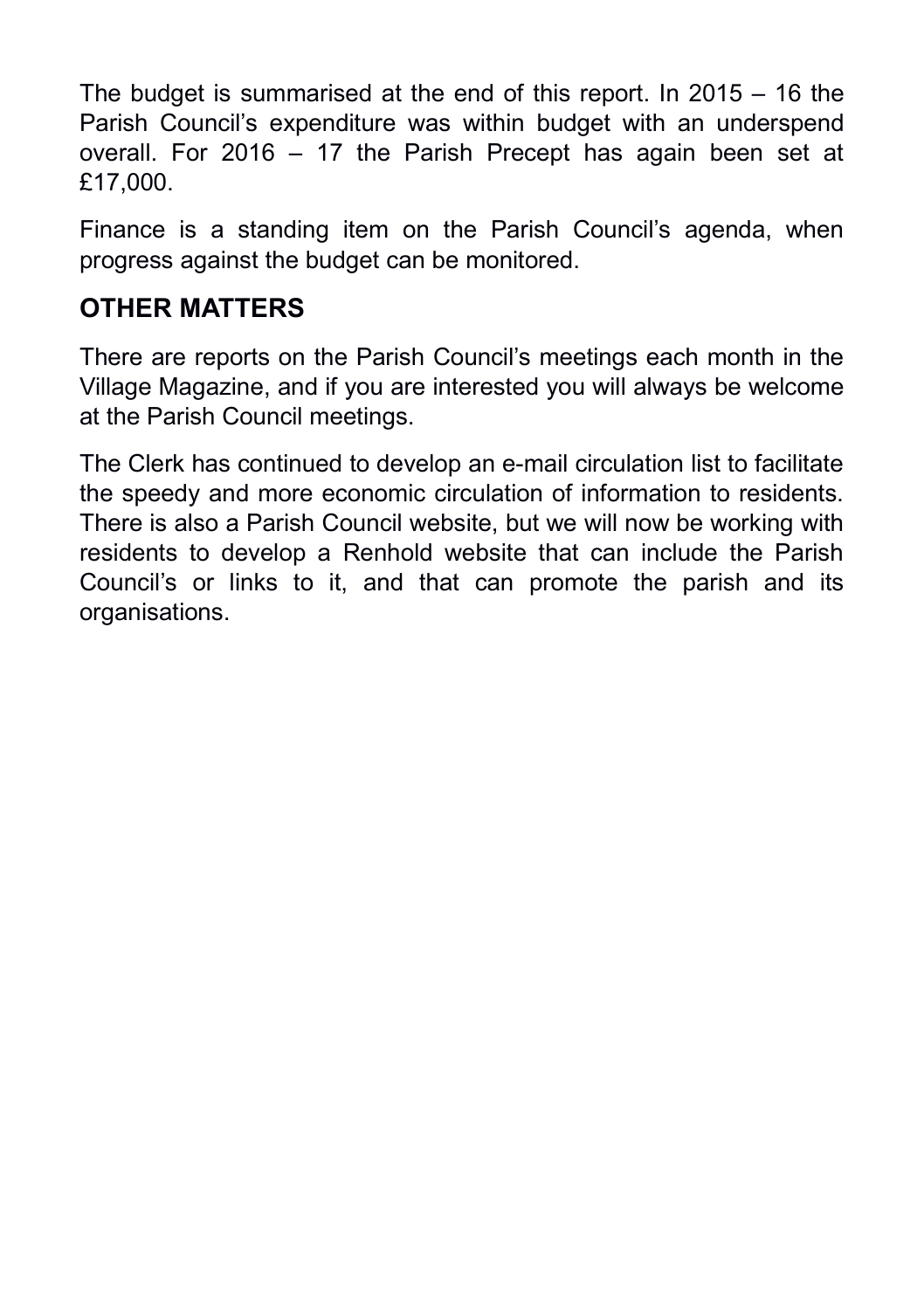The budget is summarised at the end of this report. In 2015 – 16 the Parish Council's expenditure was within budget with an underspend overall. For 2016 – 17 the Parish Precept has again been set at £17,000.

Finance is a standing item on the Parish Council's agenda, when progress against the budget can be monitored.

## OTHER MATTERS

There are reports on the Parish Council's meetings each month in the Village Magazine, and if you are interested you will always be welcome at the Parish Council meetings.

The Clerk has continued to develop an e-mail circulation list to facilitate the speedy and more economic circulation of information to residents. There is also a Parish Council website, but we will now be working with residents to develop a Renhold website that can include the Parish Council's or links to it, and that can promote the parish and its organisations.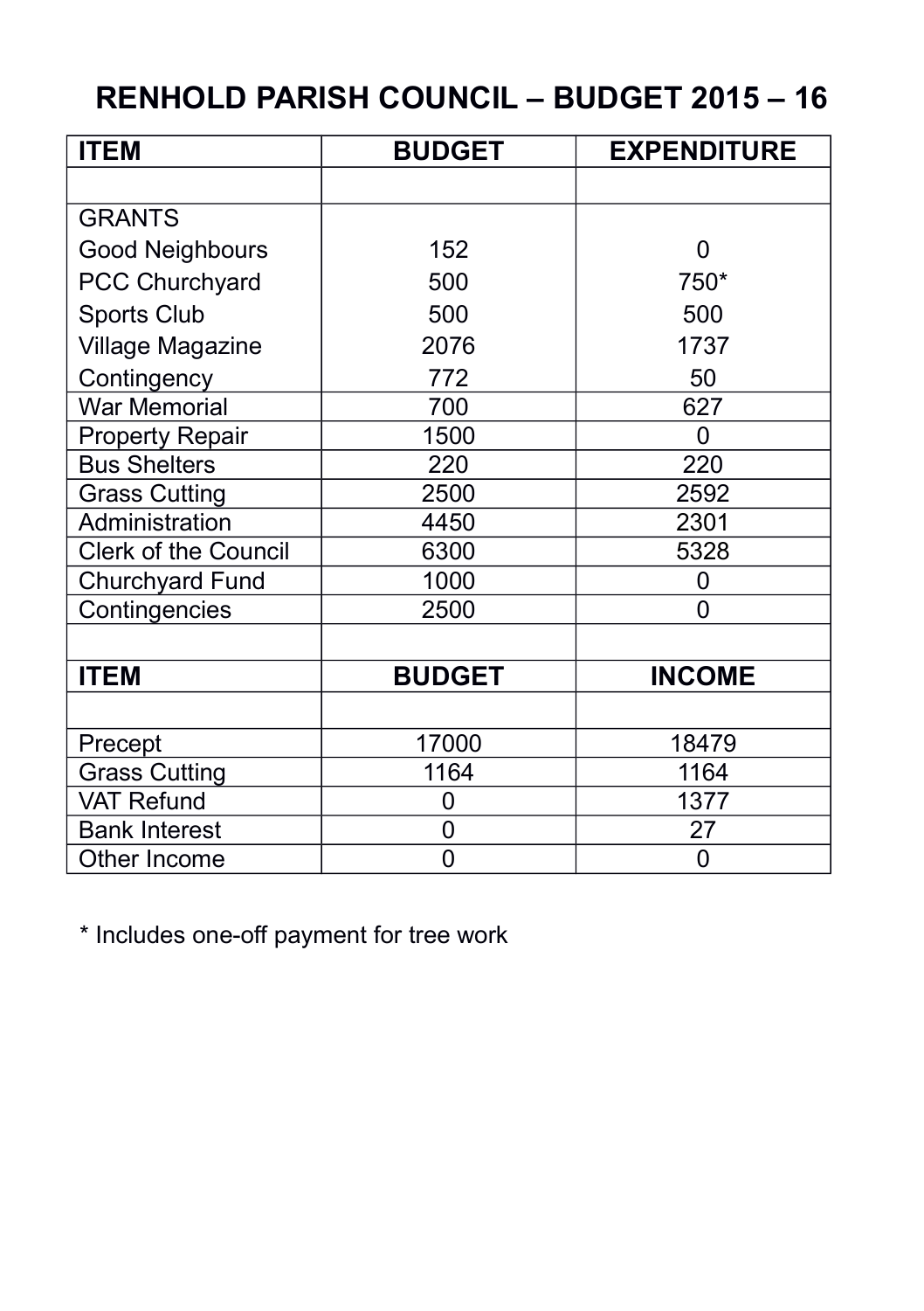# RENHOLD PARISH COUNCIL – BUDGET 2015 – 16

| ITEM | BUDGET | EXPENDITURE |
|---|---|---|
| | | |
| GRANTS | | |
| Good Neighbours | 152 | 0 |
| PCC Churchyard | 500 | 750* |
| Sports Club | 500 | 500 |
| Village Magazine | 2076 | 1737 |
| Contingency | 772 | 50 |
| War Memorial | 700 | 627 |
| Property Repair | 1500 | 0 |
| Bus Shelters | 220 | 220 |
| Grass Cutting | 2500 | 2592 |
| Administration | 4450 | 2301 |
| Clerk of the Council | 6300 | 5328 |
| Churchyard Fund | 1000 | 0 |
| Contingencies | 2500 | 0 |
| | | |
| **ITEM** | **BUDGET** | **INCOME** |
| | | |
| Precept | 17000 | 18479 |
| Grass Cutting | 1164 | 1164 |
| VAT Refund | 0 | 1377 |
| Bank Interest | 0 | 27 |
| Other Income | 0 | 0 |

* Includes one-off payment for tree work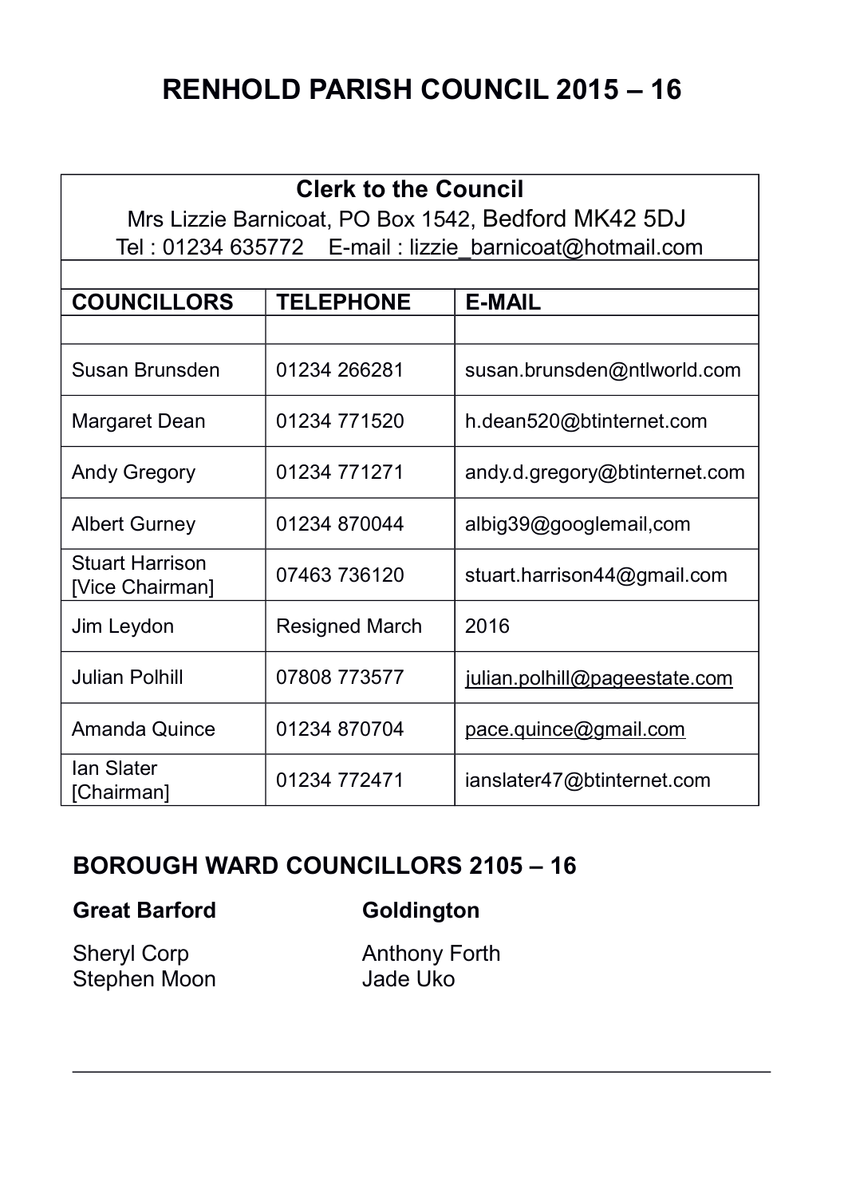# RENHOLD PARISH COUNCIL 2015 – 16

| Clerk to the Council | | |
|---|---|---|
| Mrs Lizzie Barnicoat, PO Box 1542, Bedford MK42 5DJ | | |
| Tel : 01234 635772 E-mail : lizzie_barnicoat@hotmail.com | | |
| | | |
| **COUNCILLORS** | **TELEPHONE** | **E-MAIL** |
| | | |
| Susan Brunsden | 01234 266281 | susan.brunsden@ntlworld.com |
| Margaret Dean | 01234 771520 | h.dean520@btinternet.com |
| Andy Gregory | 01234 771271 | andy.d.gregory@btinternet.com |
| Albert Gurney | 01234 870044 | albig39@googlemail,com |
| Stuart Harrison [Vice Chairman] | 07463 736120 | stuart.harrison44@gmail.com |
| Jim Leydon | Resigned March | 2016 |
| Julian Polhill | 07808 773577 | julian.polhill@pageestate.com |
| Amanda Quince | 01234 870704 | pace.quince@gmail.com |
| Ian Slater [Chairman] | 01234 772471 | ianslater47@btinternet.com |

## BOROUGH WARD COUNCILLORS 2105 – 16

**Great Barford**

Sheryl Corp
Stephen Moon

**Goldington**

Anthony Forth
Jade Uko